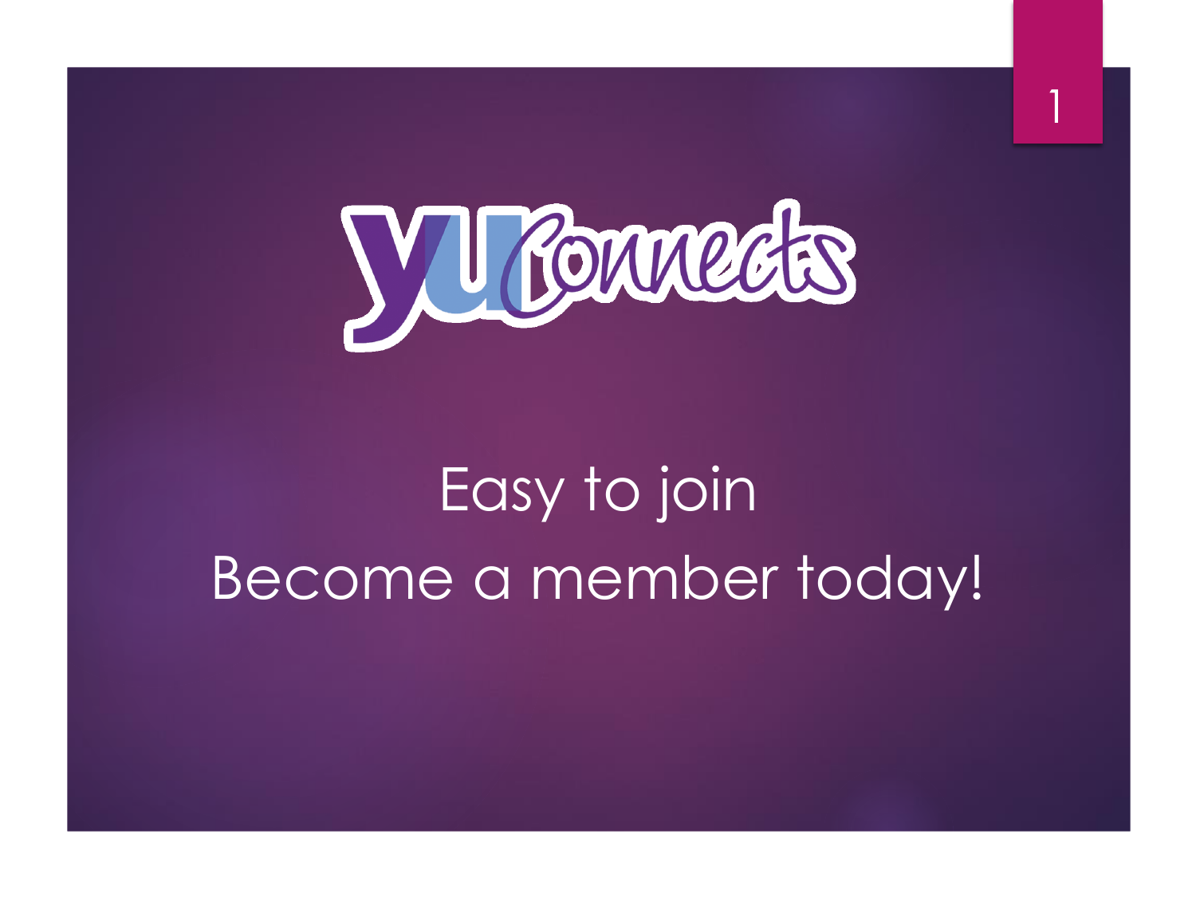# yuConnects

Easy to join

Become a member today!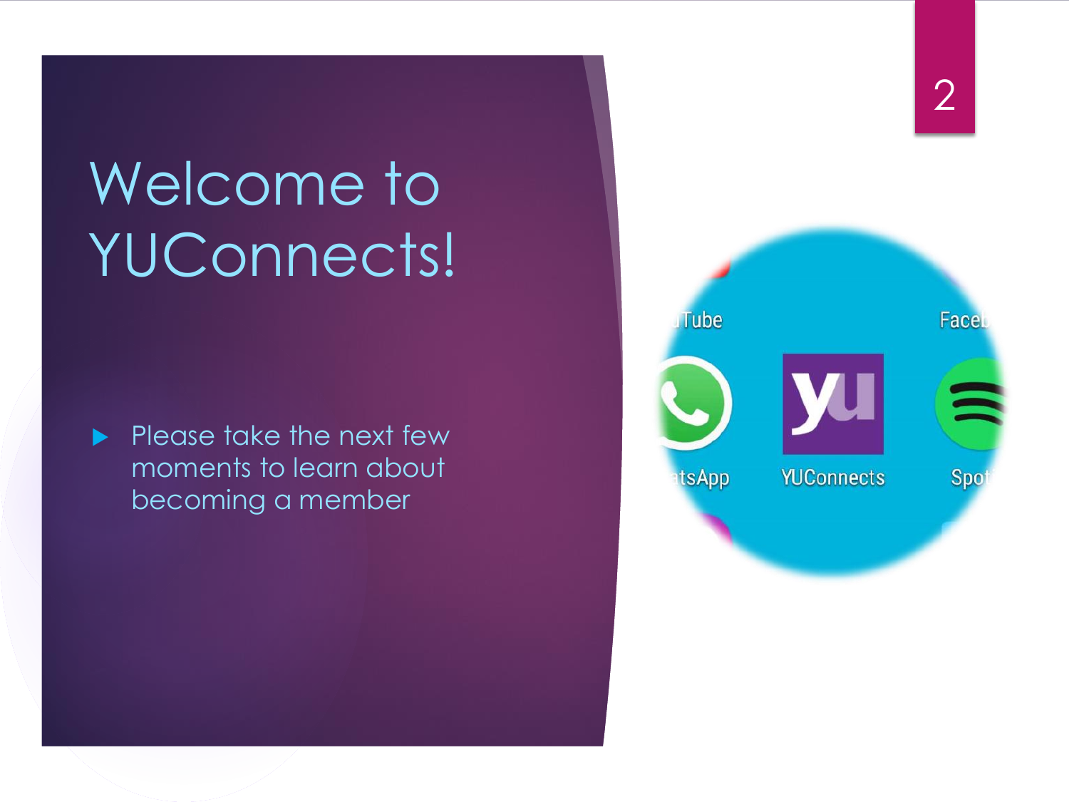# Welcome to YUConnects!

- Please take the next few moments to learn about becoming a member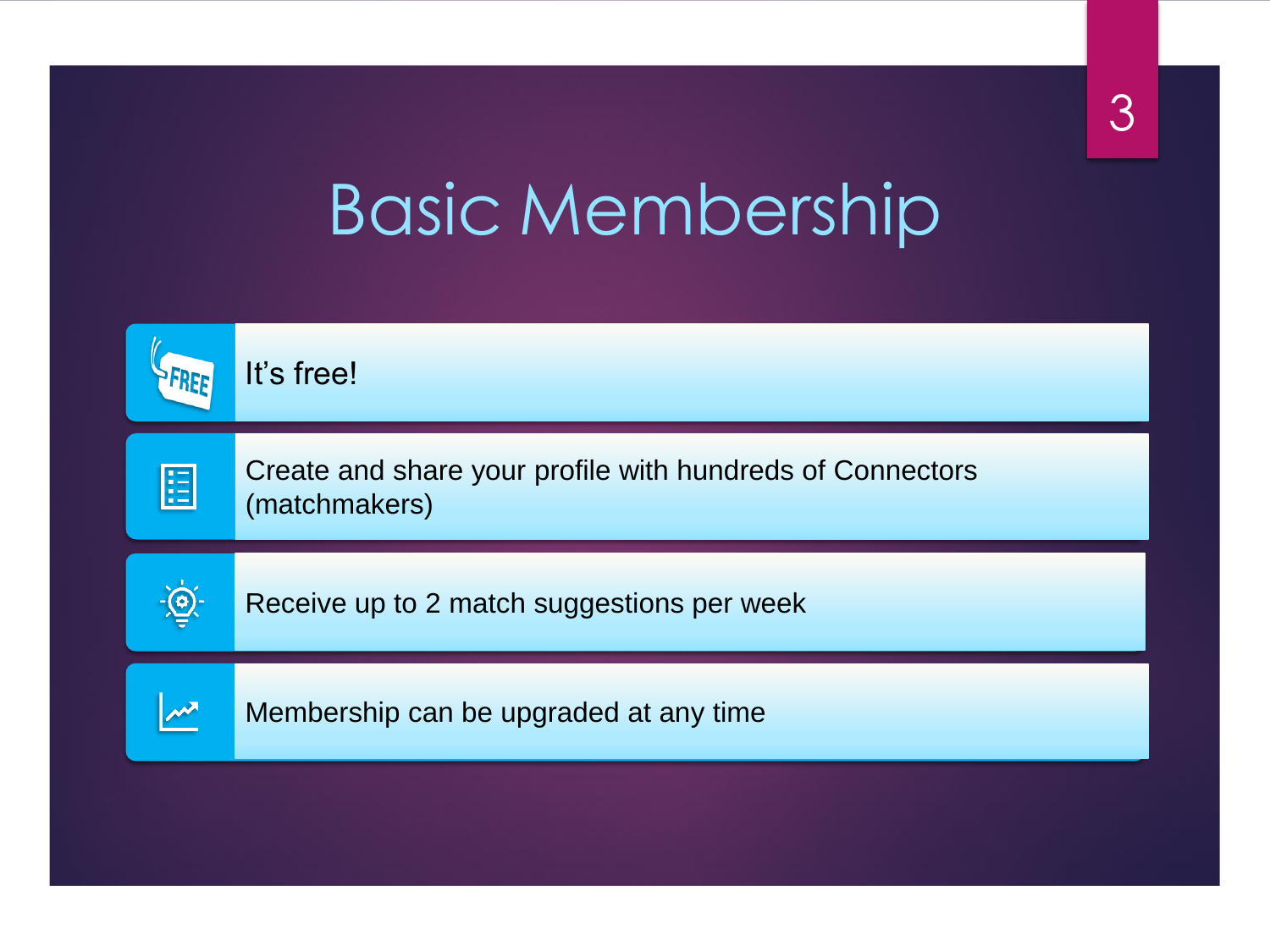# Basic Membership

- It's free!
- Create and share your profile with hundreds of Connectors (matchmakers)
- Receive up to 2 match suggestions per week
- Membership can be upgraded at any time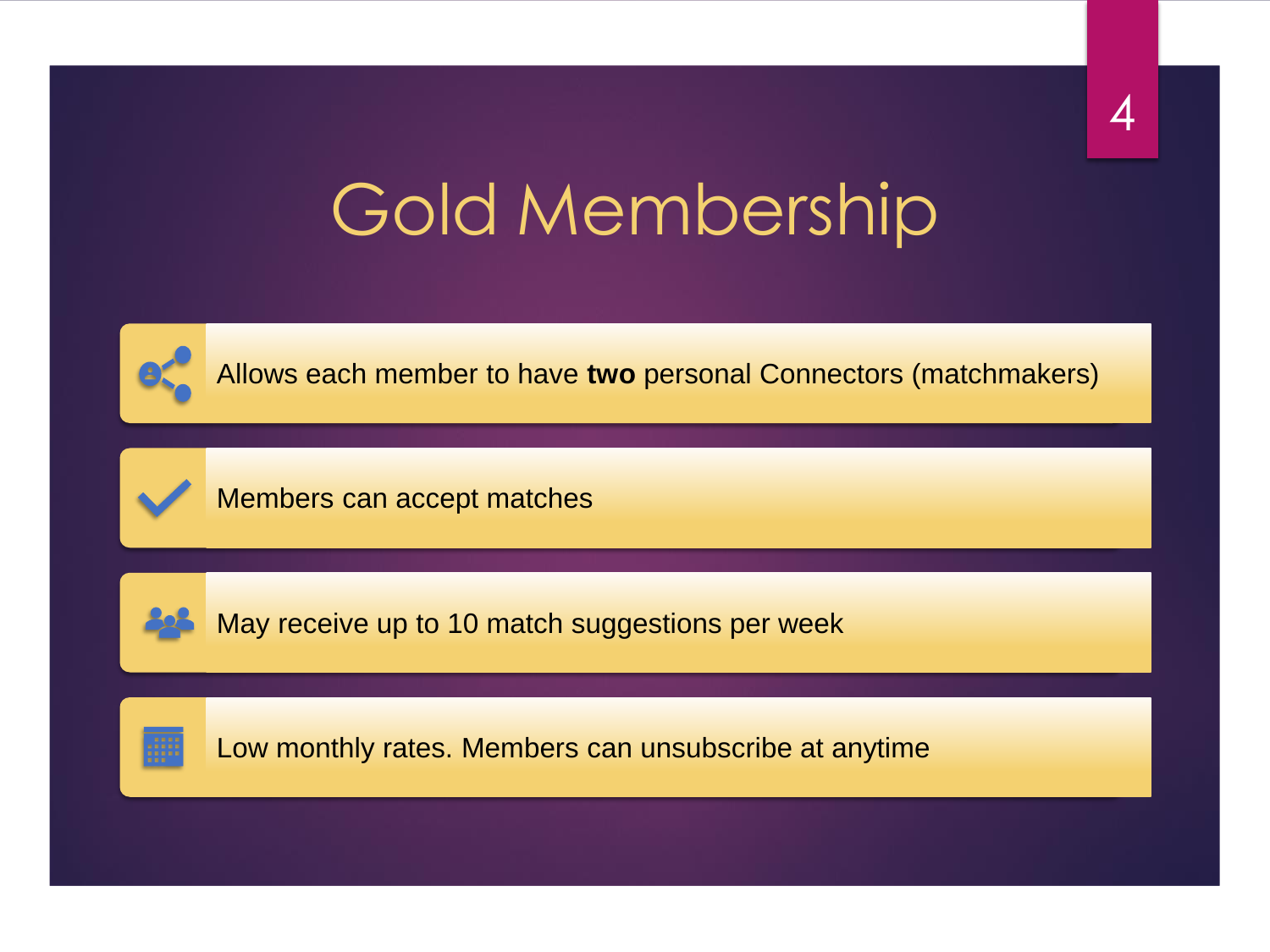# Gold Membership

- Allows each member to have **two** personal Connectors (matchmakers)
- Members can accept matches
- May receive up to 10 match suggestions per week
- Low monthly rates. Members can unsubscribe at anytime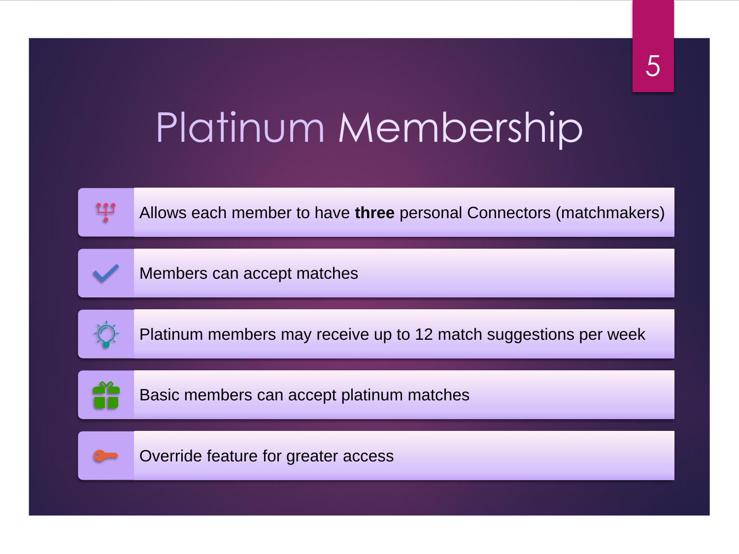# Platinum Membership

- Allows each member to have **three** personal Connectors (matchmakers)
- Members can accept matches
- Platinum members may receive up to 12 match suggestions per week
- Basic members can accept platinum matches
- Override feature for greater access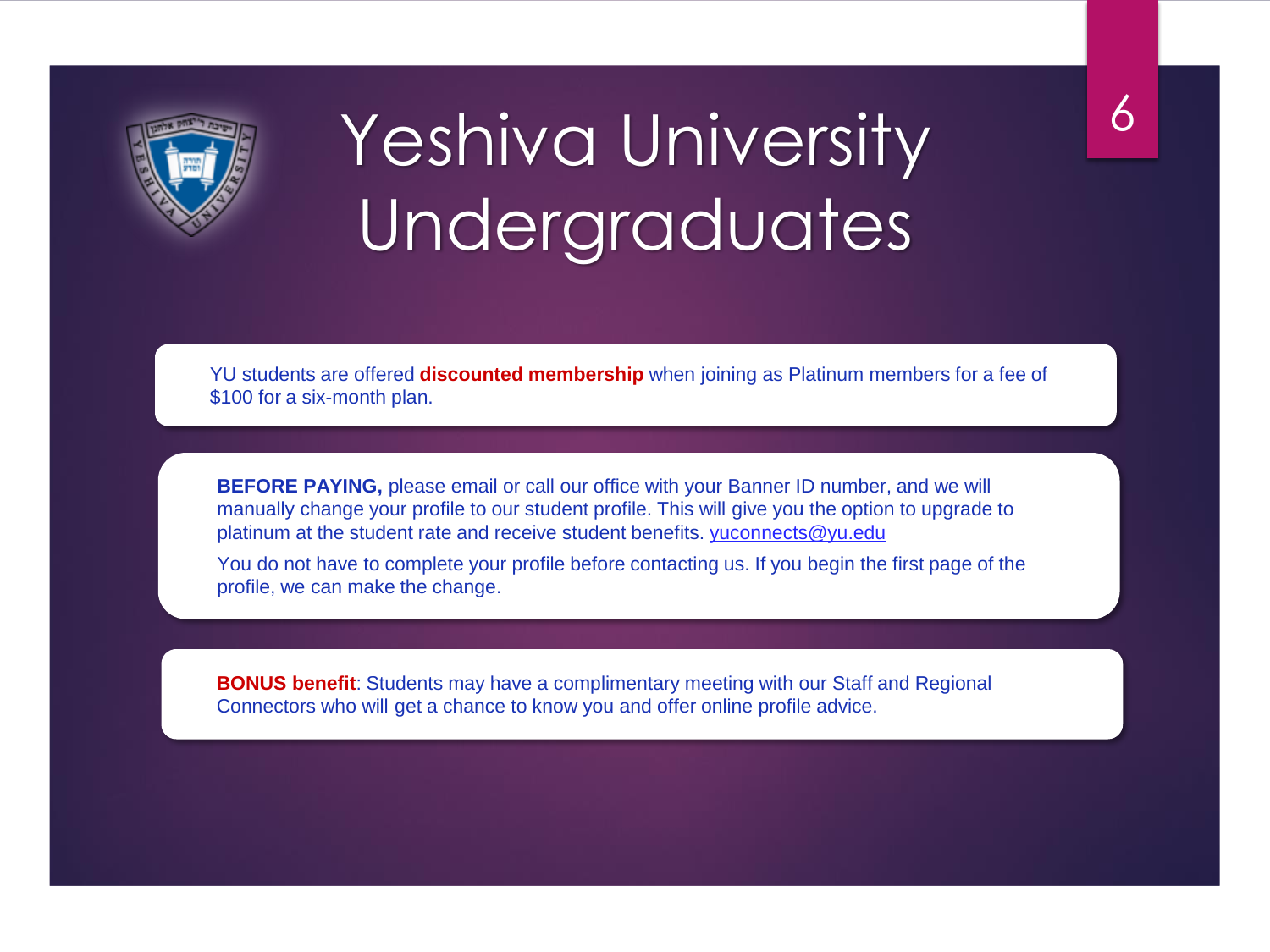# Yeshiva University Undergraduates

YU students are offered **discounted membership** when joining as Platinum members for a fee of $100 for a six-month plan.

**BEFORE PAYING,** please email or call our office with your Banner ID number, and we will manually change your profile to our student profile. This will give you the option to upgrade to platinum at the student rate and receive student benefits. yuconnects@yu.edu

You do not have to complete your profile before contacting us. If you begin the first page of the profile, we can make the change.

**BONUS benefit**: Students may have a complimentary meeting with our Staff and Regional Connectors who will get a chance to know you and offer online profile advice.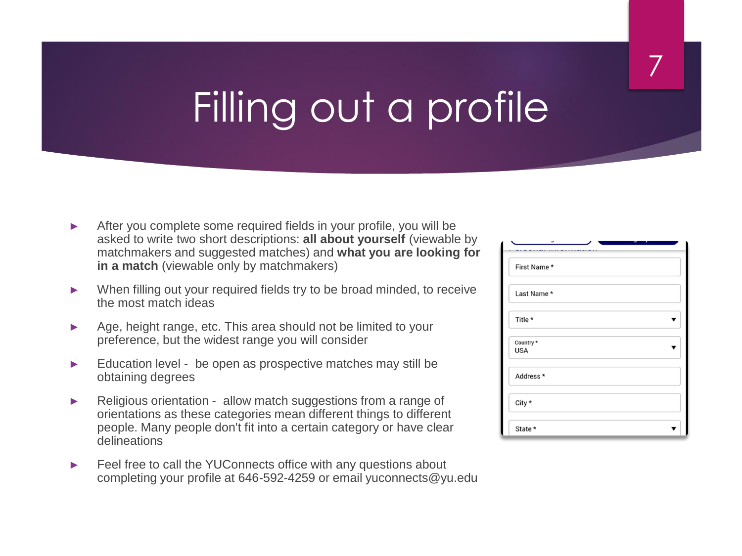# Filling out a profile

- After you complete some required fields in your profile, you will be asked to write two short descriptions: **all about yourself** (viewable by matchmakers and suggested matches) and **what you are looking for in a match** (viewable only by matchmakers)
- When filling out your required fields try to be broad minded, to receive the most match ideas
- Age, height range, etc. This area should not be limited to your preference, but the widest range you will consider
- Education level - be open as prospective matches may still be obtaining degrees
- Religious orientation - allow match suggestions from a range of orientations as these categories mean different things to different people. Many people don't fit into a certain category or have clear delineations
- Feel free to call the YUConnects office with any questions about completing your profile at 646-592-4259 or email yuconnects@yu.edu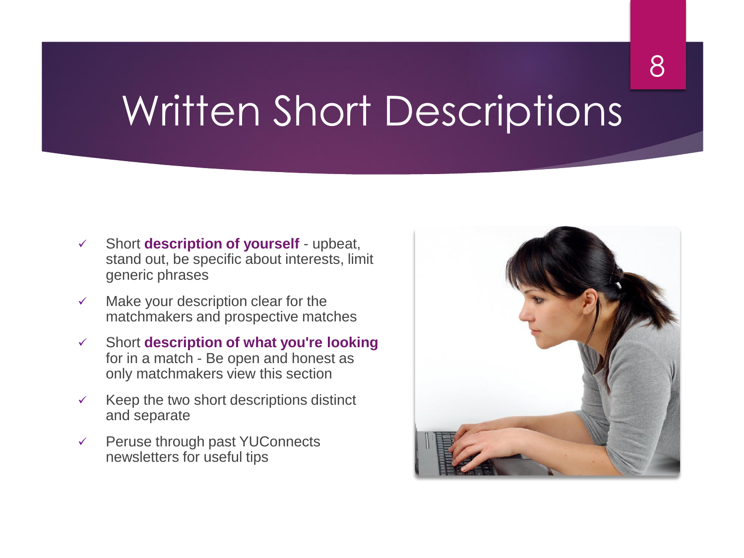# Written Short Descriptions

- Short **description of yourself** - upbeat, stand out, be specific about interests, limit generic phrases
- Make your description clear for the matchmakers and prospective matches
- Short **description of what you're looking** for in a match - Be open and honest as only matchmakers view this section
- Keep the two short descriptions distinct and separate
- Peruse through past YUConnects newsletters for useful tips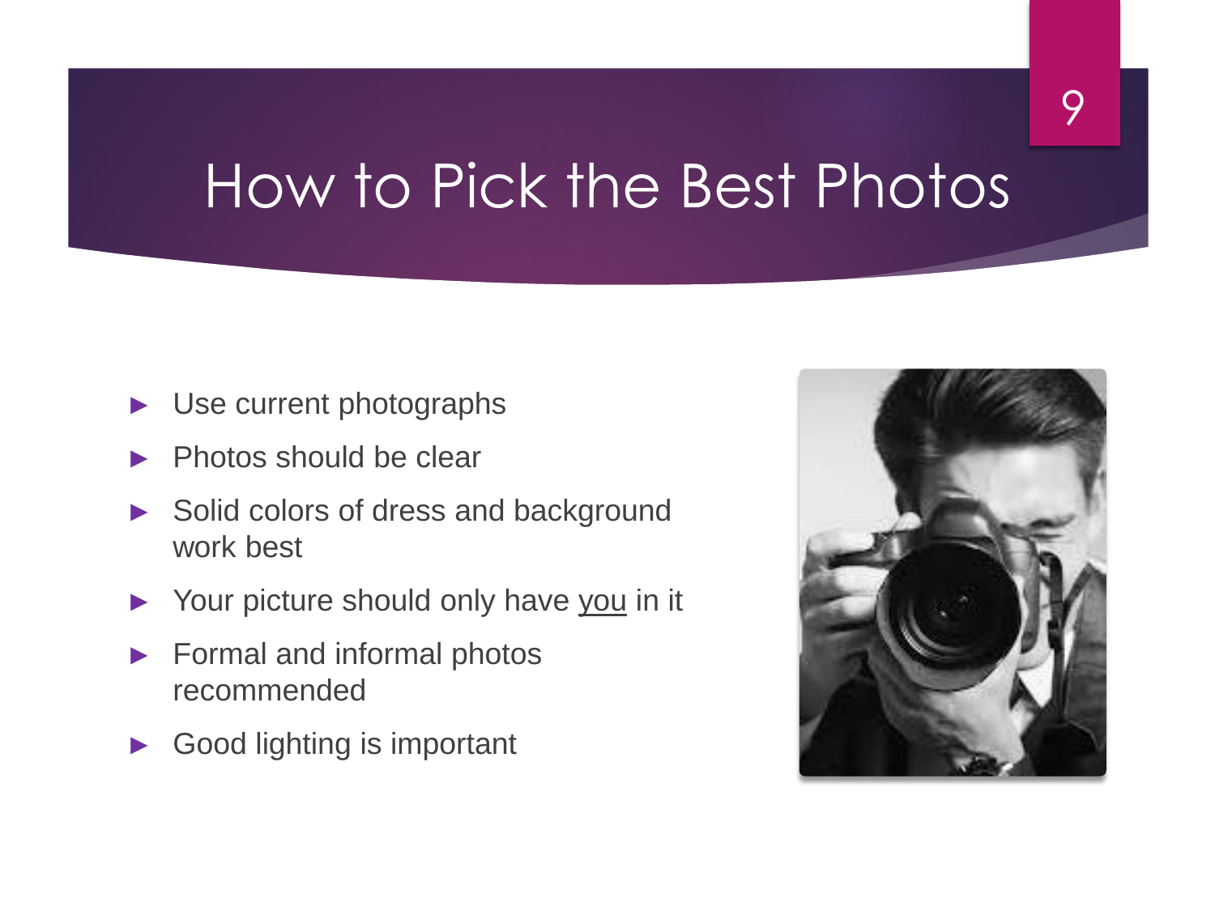# How to Pick the Best Photos

- Use current photographs
- Photos should be clear
- Solid colors of dress and background work best
- Your picture should only have <u>you</u> in it
- Formal and informal photos recommended
- Good lighting is important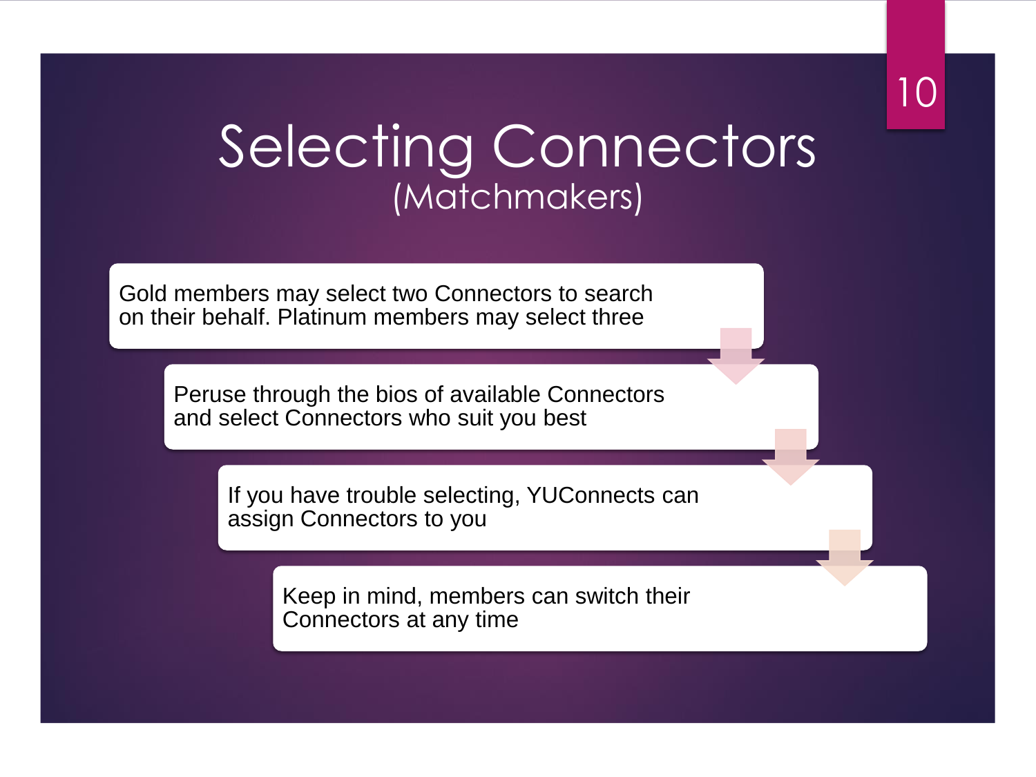# Selecting Connectors
## (Matchmakers)

- Gold members may select two Connectors to search on their behalf. Platinum members may select three
- Peruse through the bios of available Connectors and select Connectors who suit you best
- If you have trouble selecting, YUConnects can assign Connectors to you
- Keep in mind, members can switch their Connectors at any time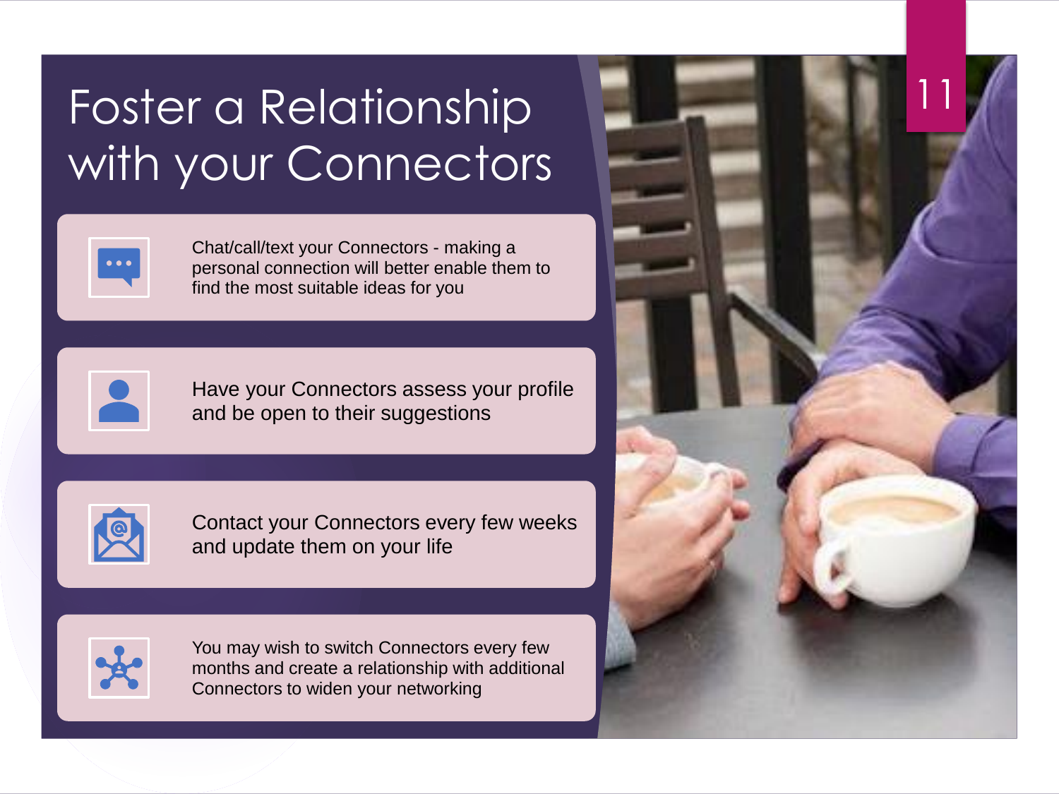# Foster a Relationship with your Connectors

- Chat/call/text your Connectors - making a personal connection will better enable them to find the most suitable ideas for you
- Have your Connectors assess your profile and be open to their suggestions
- Contact your Connectors every few weeks and update them on your life
- You may wish to switch Connectors every few months and create a relationship with additional Connectors to widen your networking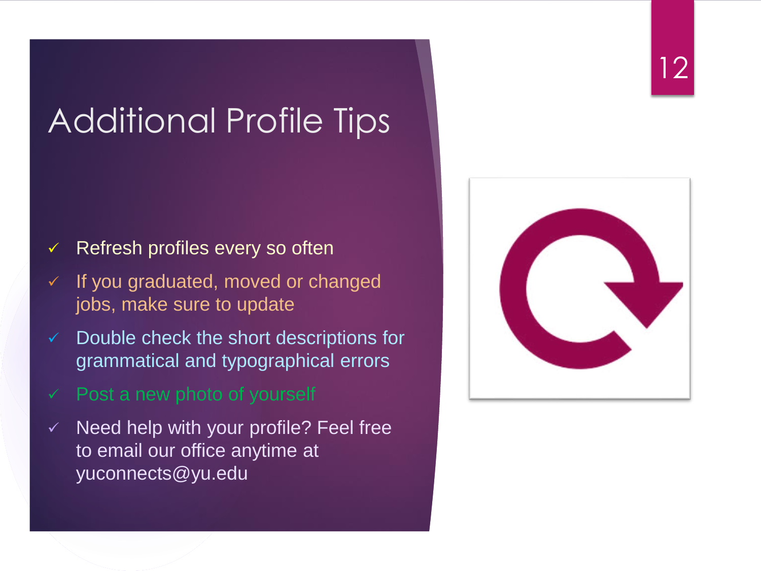# Additional Profile Tips

- ✓ Refresh profiles every so often
- ✓ If you graduated, moved or changed jobs, make sure to update
- ✓ Double check the short descriptions for grammatical and typographical errors
- ✓ Post a new photo of yourself
- ✓ Need help with your profile? Feel free to email our office anytime at yuconnects@yu.edu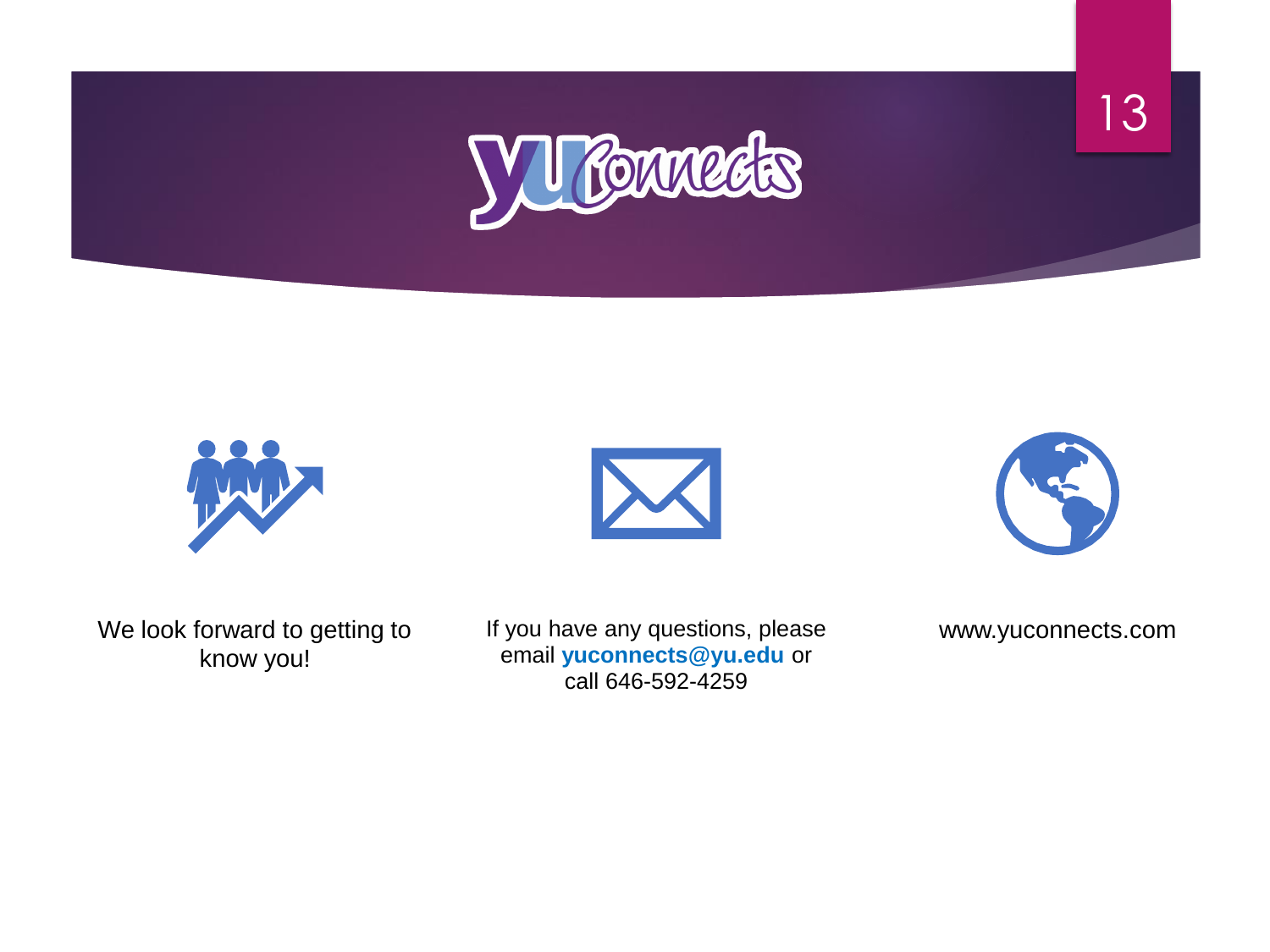We look forward to getting to know you!

If you have any questions, please email **yuconnects@yu.edu** or call 646-592-4259

www.yuconnects.com